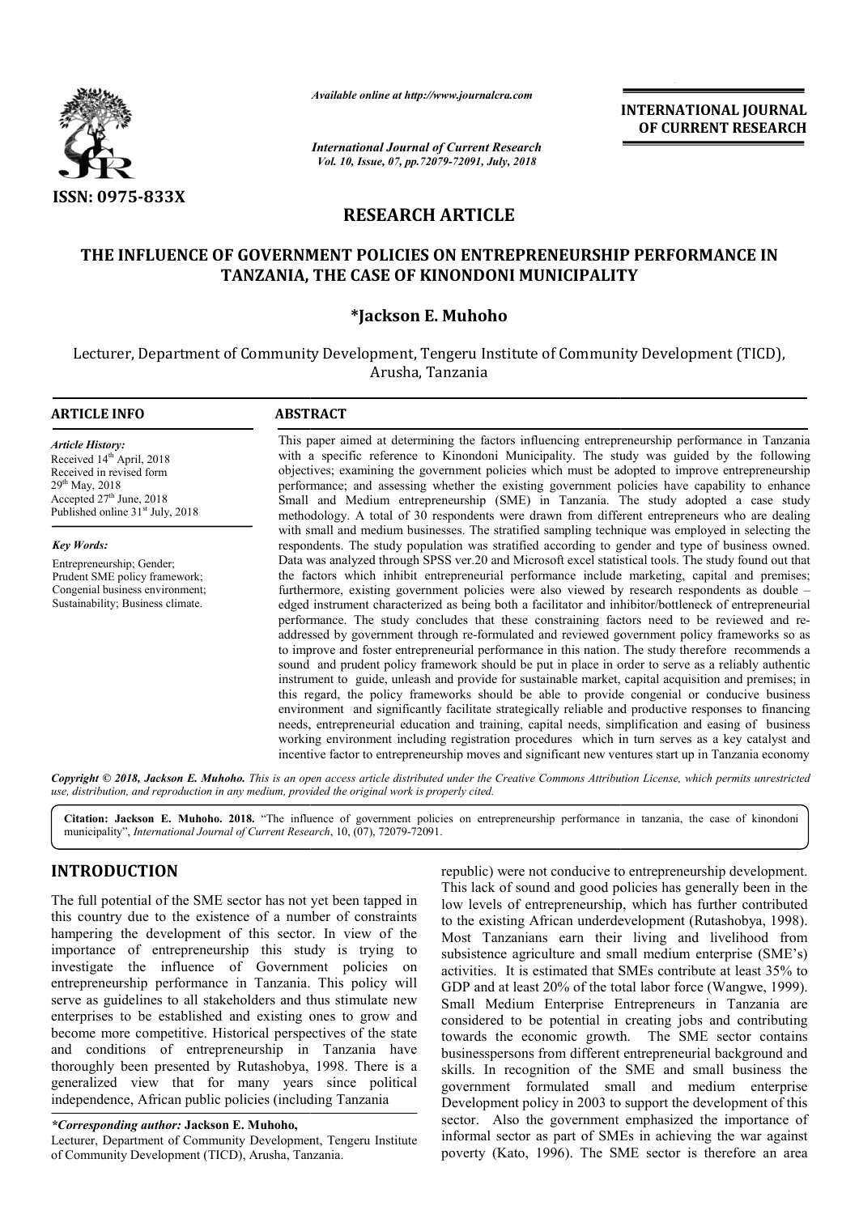# RESEARCH ARTICLE

## THE INFLUENCE OF GOVERNMENT POLICIES ON ENTREPRENEURSHIP PERFORMANCE IN TANZANIA, THE CASE OF KINONDONI MUNICIPALITY

**\*Jackson E. Muhoho**

Lecturer, Department of Community Development, Tengeru Institute of Community Development (TICD), Arusha, Tanzania

**ARTICLE INFO**

*Article History:*
Received 14th April, 2018
Received in revised form
29th May, 2018
Accepted 27th June, 2018
Published online 31st July, 2018

*Key Words:*
Entrepreneurship; Gender; Prudent SME policy framework; Congenial business environment; Sustainability; Business climate.

**ABSTRACT**

This paper aimed at determining the factors influencing entrepreneurship performance in Tanzania with a specific reference to Kinondoni Municipality. The study was guided by the following objectives; examining the government policies which must be adopted to improve entrepreneurship performance; and assessing whether the existing government policies have capability to enhance Small and Medium entrepreneurship (SME) in Tanzania. The study adopted a case study methodology. A total of 30 respondents were drawn from different entrepreneurs who are dealing with small and medium businesses. The stratified sampling technique was employed in selecting the respondents. The study population was stratified according to gender and type of business owned. Data was analyzed through SPSS ver.20 and Microsoft excel statistical tools. The study found out that the factors which inhibit entrepreneurial performance include marketing, capital and premises; furthermore, existing government policies were also viewed by research respondents as double – edged instrument characterized as being both a facilitator and inhibitor/bottleneck of entrepreneurial performance. The study concludes that these constraining factors need to be reviewed and re-addressed by government through re-formulated and reviewed government policy frameworks so as to improve and foster entrepreneurial performance in this nation. The study therefore recommends a sound and prudent policy framework should be put in place in order to serve as a reliably authentic instrument to guide, unleash and provide for sustainable market, capital acquisition and premises; in this regard, the policy frameworks should be able to provide congenial or conducive business environment and significantly facilitate strategically reliable and productive responses to financing needs, entrepreneurial education and training, capital needs, simplification and easing of business working environment including registration procedures which in turn serves as a key catalyst and incentive factor to entrepreneurship moves and significant new ventures start up in Tanzania economy

*Copyright © 2018, Jackson E. Muhoho. This is an open access article distributed under the Creative Commons Attribution License, which permits unrestricted use, distribution, and reproduction in any medium, provided the original work is properly cited.*

**Citation: Jackson E. Muhoho. 2018.** "The influence of government policies on entrepreneurship performance in tanzania, the case of kinondoni municipality", *International Journal of Current Research*, 10, (07), 72079-72091.

## INTRODUCTION

The full potential of the SME sector has not yet been tapped in this country due to the existence of a number of constraints hampering the development of this sector. In view of the importance of entrepreneurship this study is trying to investigate the influence of Government policies on entrepreneurship performance in Tanzania. This policy will serve as guidelines to all stakeholders and thus stimulate new enterprises to be established and existing ones to grow and become more competitive. Historical perspectives of the state and conditions of entrepreneurship in Tanzania have thoroughly been presented by Rutashobya, 1998. There is a generalized view that for many years since political independence, African public policies (including Tanzania republic) were not conducive to entrepreneurship development. This lack of sound and good policies has generally been in the low levels of entrepreneurship, which has further contributed to the existing African underdevelopment (Rutashobya, 1998). Most Tanzanians earn their living and livelihood from subsistence agriculture and small medium enterprise (SME's) activities. It is estimated that SMEs contribute at least 35% to GDP and at least 20% of the total labor force (Wangwe, 1999). Small Medium Enterprise Entrepreneurs in Tanzania are considered to be potential in creating jobs and contributing towards the economic growth. The SME sector contains businesspersons from different entrepreneurial background and skills. In recognition of the SME and small business the government formulated small and medium enterprise Development policy in 2003 to support the development of this sector. Also the government emphasized the importance of informal sector as part of SMEs in achieving the war against poverty (Kato, 1996). The SME sector is therefore an area

*\*Corresponding author:* **Jackson E. Muhoho,**
Lecturer, Department of Community Development, Tengeru Institute of Community Development (TICD), Arusha, Tanzania.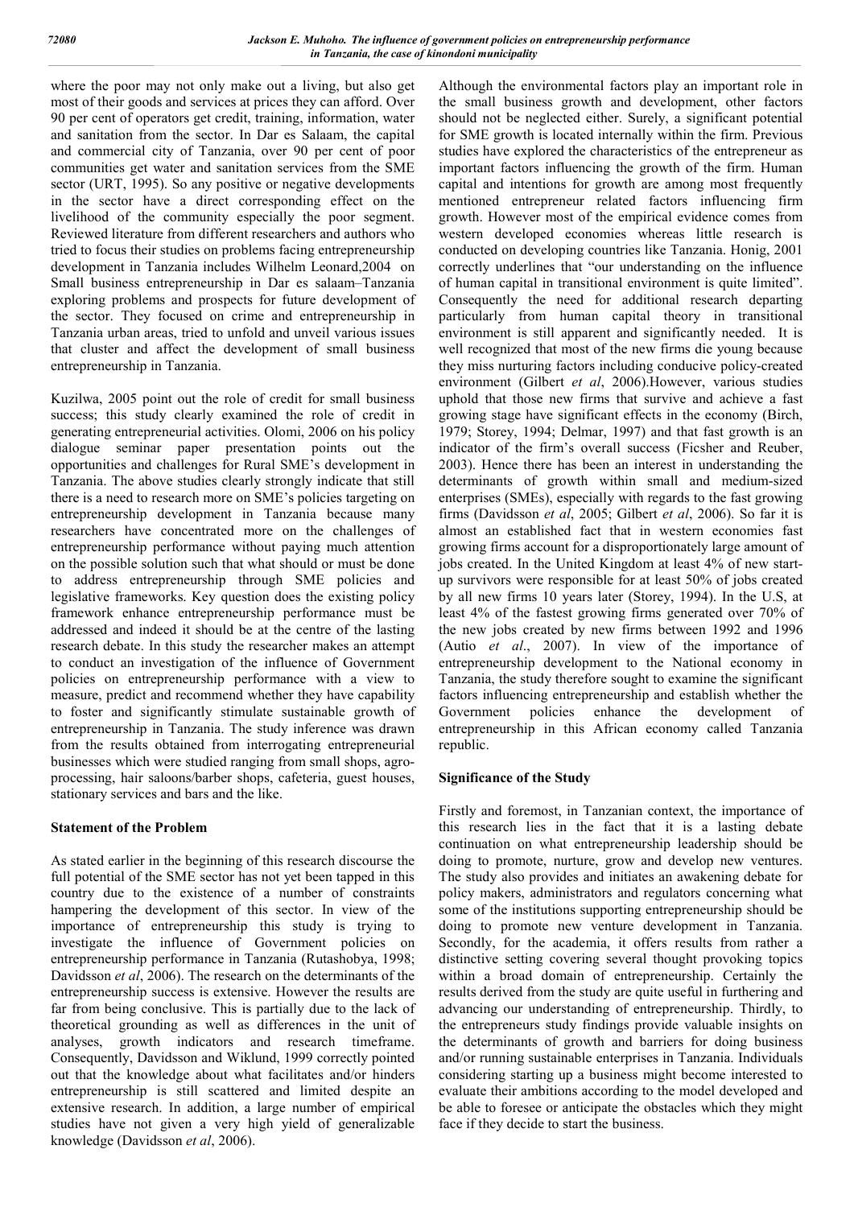where the poor may not only make out a living, but also get most of their goods and services at prices they can afford. Over 90 per cent of operators get credit, training, information, water and sanitation from the sector. In Dar es Salaam, the capital and commercial city of Tanzania, over 90 per cent of poor communities get water and sanitation services from the SME sector (URT, 1995). So any positive or negative developments in the sector have a direct corresponding effect on the livelihood of the community especially the poor segment. Reviewed literature from different researchers and authors who tried to focus their studies on problems facing entrepreneurship development in Tanzania includes Wilhelm Leonard,2004 on Small business entrepreneurship in Dar es salaam–Tanzania exploring problems and prospects for future development of the sector. They focused on crime and entrepreneurship in Tanzania urban areas, tried to unfold and unveil various issues that cluster and affect the development of small business entrepreneurship in Tanzania.

Kuzilwa, 2005 point out the role of credit for small business success; this study clearly examined the role of credit in generating entrepreneurial activities. Olomi, 2006 on his policy dialogue seminar paper presentation points out the opportunities and challenges for Rural SME's development in Tanzania. The above studies clearly strongly indicate that still there is a need to research more on SME's policies targeting on entrepreneurship development in Tanzania because many researchers have concentrated more on the challenges of entrepreneurship performance without paying much attention on the possible solution such that what should or must be done to address entrepreneurship through SME policies and legislative frameworks. Key question does the existing policy framework enhance entrepreneurship performance must be addressed and indeed it should be at the centre of the lasting research debate. In this study the researcher makes an attempt to conduct an investigation of the influence of Government policies on entrepreneurship performance with a view to measure, predict and recommend whether they have capability to foster and significantly stimulate sustainable growth of entrepreneurship in Tanzania. The study inference was drawn from the results obtained from interrogating entrepreneurial businesses which were studied ranging from small shops, agro-processing, hair saloons/barber shops, cafeteria, guest houses, stationary services and bars and the like.

## Statement of the Problem

As stated earlier in the beginning of this research discourse the full potential of the SME sector has not yet been tapped in this country due to the existence of a number of constraints hampering the development of this sector. In view of the importance of entrepreneurship this study is trying to investigate the influence of Government policies on entrepreneurship performance in Tanzania (Rutashobya, 1998; Davidsson *et al*, 2006). The research on the determinants of the entrepreneurship success is extensive. However the results are far from being conclusive. This is partially due to the lack of theoretical grounding as well as differences in the unit of analyses, growth indicators and research timeframe. Consequently, Davidsson and Wiklund, 1999 correctly pointed out that the knowledge about what facilitates and/or hinders entrepreneurship is still scattered and limited despite an extensive research. In addition, a large number of empirical studies have not given a very high yield of generalizable knowledge (Davidsson *et al*, 2006).

Although the environmental factors play an important role in the small business growth and development, other factors should not be neglected either. Surely, a significant potential for SME growth is located internally within the firm. Previous studies have explored the characteristics of the entrepreneur as important factors influencing the growth of the firm. Human capital and intentions for growth are among most frequently mentioned entrepreneur related factors influencing firm growth. However most of the empirical evidence comes from western developed economies whereas little research is conducted on developing countries like Tanzania. Honig, 2001 correctly underlines that "our understanding on the influence of human capital in transitional environment is quite limited". Consequently the need for additional research departing particularly from human capital theory in transitional environment is still apparent and significantly needed. It is well recognized that most of the new firms die young because they miss nurturing factors including conducive policy-created environment (Gilbert *et al*, 2006).However, various studies uphold that those new firms that survive and achieve a fast growing stage have significant effects in the economy (Birch, 1979; Storey, 1994; Delmar, 1997) and that fast growth is an indicator of the firm's overall success (Ficsher and Reuber, 2003). Hence there has been an interest in understanding the determinants of growth within small and medium-sized enterprises (SMEs), especially with regards to the fast growing firms (Davidsson *et al*, 2005; Gilbert *et al*, 2006). So far it is almost an established fact that in western economies fast growing firms account for a disproportionately large amount of jobs created. In the United Kingdom at least 4% of new start-up survivors were responsible for at least 50% of jobs created by all new firms 10 years later (Storey, 1994). In the U.S, at least 4% of the fastest growing firms generated over 70% of the new jobs created by new firms between 1992 and 1996 (Autio *et al*., 2007). In view of the importance of entrepreneurship development to the National economy in Tanzania, the study therefore sought to examine the significant factors influencing entrepreneurship and establish whether the Government policies enhance the development of entrepreneurship in this African economy called Tanzania republic.

## Significance of the Study

Firstly and foremost, in Tanzanian context, the importance of this research lies in the fact that it is a lasting debate continuation on what entrepreneurship leadership should be doing to promote, nurture, grow and develop new ventures. The study also provides and initiates an awakening debate for policy makers, administrators and regulators concerning what some of the institutions supporting entrepreneurship should be doing to promote new venture development in Tanzania. Secondly, for the academia, it offers results from rather a distinctive setting covering several thought provoking topics within a broad domain of entrepreneurship. Certainly the results derived from the study are quite useful in furthering and advancing our understanding of entrepreneurship. Thirdly, to the entrepreneurs study findings provide valuable insights on the determinants of growth and barriers for doing business and/or running sustainable enterprises in Tanzania. Individuals considering starting up a business might become interested to evaluate their ambitions according to the model developed and be able to foresee or anticipate the obstacles which they might face if they decide to start the business.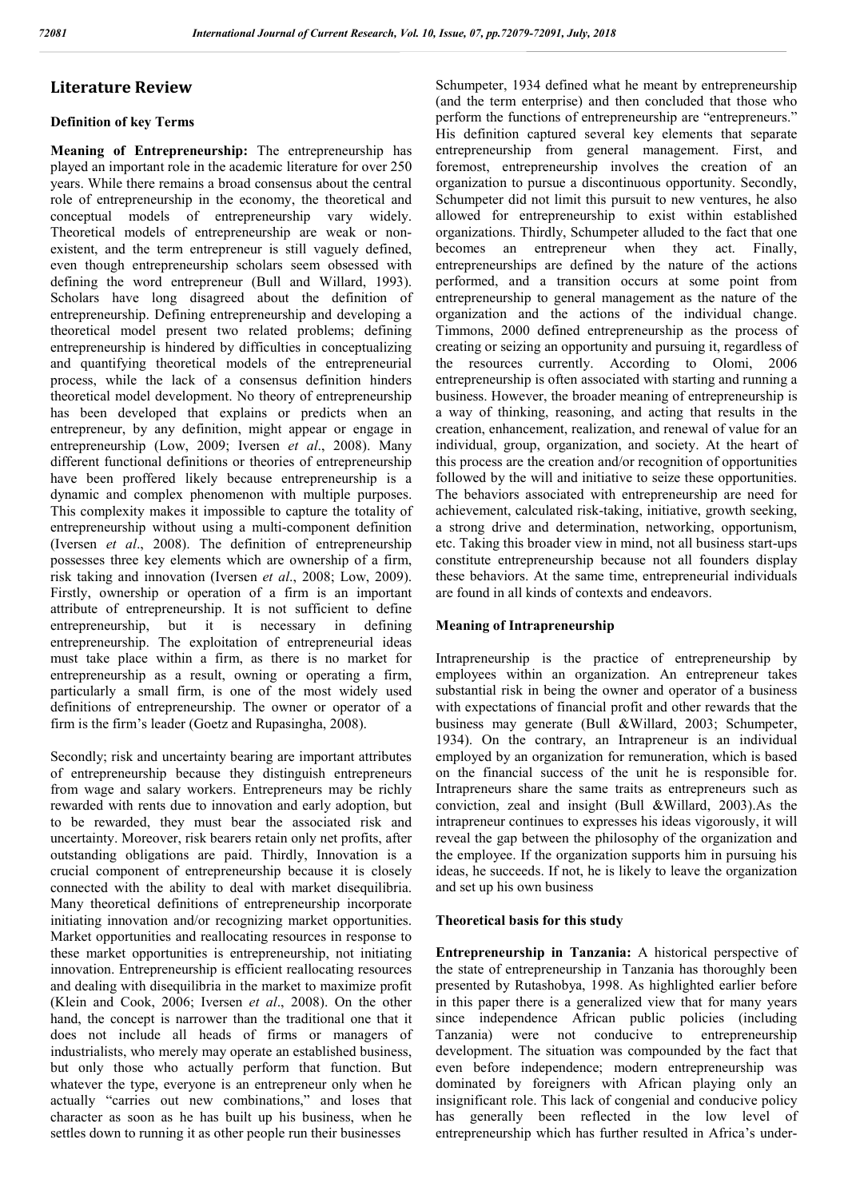# Literature Review

## Definition of key Terms

**Meaning of Entrepreneurship:** The entrepreneurship has played an important role in the academic literature for over 250 years. While there remains a broad consensus about the central role of entrepreneurship in the economy, the theoretical and conceptual models of entrepreneurship vary widely. Theoretical models of entrepreneurship are weak or non-existent, and the term entrepreneur is still vaguely defined, even though entrepreneurship scholars seem obsessed with defining the word entrepreneur (Bull and Willard, 1993). Scholars have long disagreed about the definition of entrepreneurship. Defining entrepreneurship and developing a theoretical model present two related problems; defining entrepreneurship is hindered by difficulties in conceptualizing and quantifying theoretical models of the entrepreneurial process, while the lack of a consensus definition hinders theoretical model development. No theory of entrepreneurship has been developed that explains or predicts when an entrepreneur, by any definition, might appear or engage in entrepreneurship (Low, 2009; Iversen *et al*., 2008). Many different functional definitions or theories of entrepreneurship have been proffered likely because entrepreneurship is a dynamic and complex phenomenon with multiple purposes. This complexity makes it impossible to capture the totality of entrepreneurship without using a multi-component definition (Iversen *et al*., 2008). The definition of entrepreneurship possesses three key elements which are ownership of a firm, risk taking and innovation (Iversen *et al*., 2008; Low, 2009). Firstly, ownership or operation of a firm is an important attribute of entrepreneurship. It is not sufficient to define entrepreneurship, but it is necessary in defining entrepreneurship. The exploitation of entrepreneurial ideas must take place within a firm, as there is no market for entrepreneurship as a result, owning or operating a firm, particularly a small firm, is one of the most widely used definitions of entrepreneurship. The owner or operator of a firm is the firm's leader (Goetz and Rupasingha, 2008).

Secondly; risk and uncertainty bearing are important attributes of entrepreneurship because they distinguish entrepreneurs from wage and salary workers. Entrepreneurs may be richly rewarded with rents due to innovation and early adoption, but to be rewarded, they must bear the associated risk and uncertainty. Moreover, risk bearers retain only net profits, after outstanding obligations are paid. Thirdly, Innovation is a crucial component of entrepreneurship because it is closely connected with the ability to deal with market disequilibria. Many theoretical definitions of entrepreneurship incorporate initiating innovation and/or recognizing market opportunities. Market opportunities and reallocating resources in response to these market opportunities is entrepreneurship, not initiating innovation. Entrepreneurship is efficient reallocating resources and dealing with disequilibria in the market to maximize profit (Klein and Cook, 2006; Iversen *et al*., 2008). On the other hand, the concept is narrower than the traditional one that it does not include all heads of firms or managers of industrialists, who merely may operate an established business, but only those who actually perform that function. But whatever the type, everyone is an entrepreneur only when he actually "carries out new combinations," and loses that character as soon as he has built up his business, when he settles down to running it as other people run their businesses

Schumpeter, 1934 defined what he meant by entrepreneurship (and the term enterprise) and then concluded that those who perform the functions of entrepreneurship are "entrepreneurs." His definition captured several key elements that separate entrepreneurship from general management. First, and foremost, entrepreneurship involves the creation of an organization to pursue a discontinuous opportunity. Secondly, Schumpeter did not limit this pursuit to new ventures, he also allowed for entrepreneurship to exist within established organizations. Thirdly, Schumpeter alluded to the fact that one becomes an entrepreneur when they act. Finally, entrepreneurships are defined by the nature of the actions performed, and a transition occurs at some point from entrepreneurship to general management as the nature of the organization and the actions of the individual change. Timmons, 2000 defined entrepreneurship as the process of creating or seizing an opportunity and pursuing it, regardless of the resources currently. According to Olomi, 2006 entrepreneurship is often associated with starting and running a business. However, the broader meaning of entrepreneurship is a way of thinking, reasoning, and acting that results in the creation, enhancement, realization, and renewal of value for an individual, group, organization, and society. At the heart of this process are the creation and/or recognition of opportunities followed by the will and initiative to seize these opportunities. The behaviors associated with entrepreneurship are need for achievement, calculated risk-taking, initiative, growth seeking, a strong drive and determination, networking, opportunism, etc. Taking this broader view in mind, not all business start-ups constitute entrepreneurship because not all founders display these behaviors. At the same time, entrepreneurial individuals are found in all kinds of contexts and endeavors.

## Meaning of Intrapreneurship

Intrapreneurship is the practice of entrepreneurship by employees within an organization. An entrepreneur takes substantial risk in being the owner and operator of a business with expectations of financial profit and other rewards that the business may generate (Bull &Willard, 2003; Schumpeter, 1934). On the contrary, an Intrapreneur is an individual employed by an organization for remuneration, which is based on the financial success of the unit he is responsible for. Intrapreneurs share the same traits as entrepreneurs such as conviction, zeal and insight (Bull &Willard, 2003).As the intrapreneur continues to expresses his ideas vigorously, it will reveal the gap between the philosophy of the organization and the employee. If the organization supports him in pursuing his ideas, he succeeds. If not, he is likely to leave the organization and set up his own business

## Theoretical basis for this study

**Entrepreneurship in Tanzania:** A historical perspective of the state of entrepreneurship in Tanzania has thoroughly been presented by Rutashobya, 1998. As highlighted earlier before in this paper there is a generalized view that for many years since independence African public policies (including Tanzania) were not conducive to entrepreneurship development. The situation was compounded by the fact that even before independence; modern entrepreneurship was dominated by foreigners with African playing only an insignificant role. This lack of congenial and conducive policy has generally been reflected in the low level of entrepreneurship which has further resulted in Africa's under-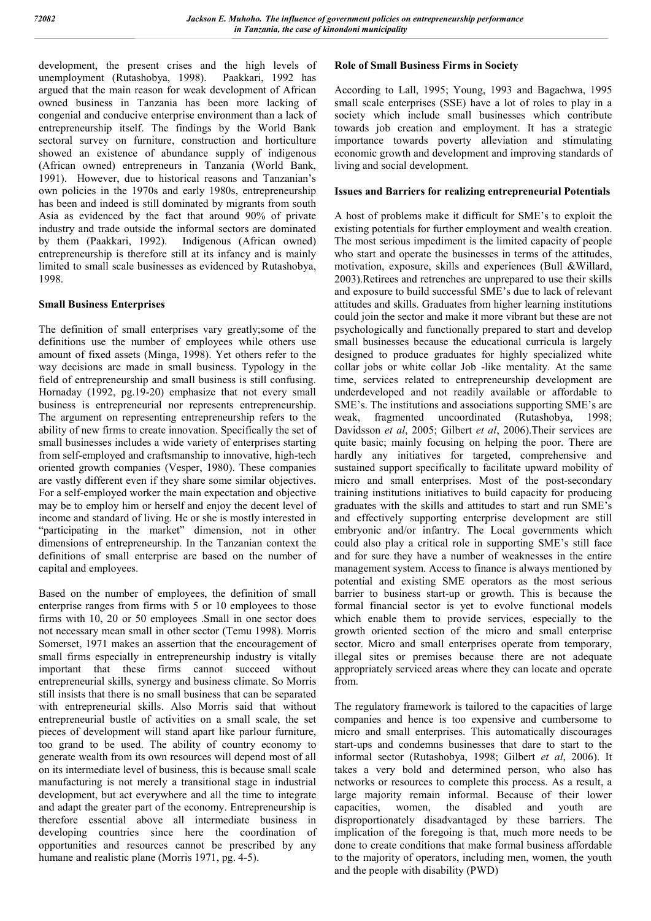development, the present crises and the high levels of unemployment (Rutashobya, 1998). Paakkari, 1992 has argued that the main reason for weak development of African owned business in Tanzania has been more lacking of congenial and conducive enterprise environment than a lack of entrepreneurship itself. The findings by the World Bank sectoral survey on furniture, construction and horticulture showed an existence of abundance supply of indigenous (African owned) entrepreneurs in Tanzania (World Bank, 1991). However, due to historical reasons and Tanzanian's own policies in the 1970s and early 1980s, entrepreneurship has been and indeed is still dominated by migrants from south Asia as evidenced by the fact that around 90% of private industry and trade outside the informal sectors are dominated by them (Paakkari, 1992). Indigenous (African owned) entrepreneurship is therefore still at its infancy and is mainly limited to small scale businesses as evidenced by Rutashobya, 1998.

**Small Business Enterprises**

The definition of small enterprises vary greatly;some of the definitions use the number of employees while others use amount of fixed assets (Minga, 1998). Yet others refer to the way decisions are made in small business. Typology in the field of entrepreneurship and small business is still confusing. Hornaday (1992, pg.19-20) emphasize that not every small business is entrepreneurial nor represents entrepreneurship. The argument on representing entrepreneurship refers to the ability of new firms to create innovation. Specifically the set of small businesses includes a wide variety of enterprises starting from self-employed and craftsmanship to innovative, high-tech oriented growth companies (Vesper, 1980). These companies are vastly different even if they share some similar objectives. For a self-employed worker the main expectation and objective may be to employ him or herself and enjoy the decent level of income and standard of living. He or she is mostly interested in "participating in the market" dimension, not in other dimensions of entrepreneurship. In the Tanzanian context the definitions of small enterprise are based on the number of capital and employees.

Based on the number of employees, the definition of small enterprise ranges from firms with 5 or 10 employees to those firms with 10, 20 or 50 employees .Small in one sector does not necessary mean small in other sector (Temu 1998). Morris Somerset, 1971 makes an assertion that the encouragement of small firms especially in entrepreneurship industry is vitally important that these firms cannot succeed without entrepreneurial skills, synergy and business climate. So Morris still insists that there is no small business that can be separated with entrepreneurial skills. Also Morris said that without entrepreneurial bustle of activities on a small scale, the set pieces of development will stand apart like parlour furniture, too grand to be used. The ability of country economy to generate wealth from its own resources will depend most of all on its intermediate level of business, this is because small scale manufacturing is not merely a transitional stage in industrial development, but act everywhere and all the time to integrate and adapt the greater part of the economy. Entrepreneurship is therefore essential above all intermediate business in developing countries since here the coordination of opportunities and resources cannot be prescribed by any humane and realistic plane (Morris 1971, pg. 4-5).

**Role of Small Business Firms in Society**

According to Lall, 1995; Young, 1993 and Bagachwa, 1995 small scale enterprises (SSE) have a lot of roles to play in a society which include small businesses which contribute towards job creation and employment. It has a strategic importance towards poverty alleviation and stimulating economic growth and development and improving standards of living and social development.

**Issues and Barriers for realizing entrepreneurial Potentials**

A host of problems make it difficult for SME's to exploit the existing potentials for further employment and wealth creation. The most serious impediment is the limited capacity of people who start and operate the businesses in terms of the attitudes, motivation, exposure, skills and experiences (Bull &Willard, 2003).Retirees and retrenches are unprepared to use their skills and exposure to build successful SME's due to lack of relevant attitudes and skills. Graduates from higher learning institutions could join the sector and make it more vibrant but these are not psychologically and functionally prepared to start and develop small businesses because the educational curricula is largely designed to produce graduates for highly specialized white collar jobs or white collar Job -like mentality. At the same time, services related to entrepreneurship development are underdeveloped and not readily available or affordable to SME's. The institutions and associations supporting SME's are weak, fragmented uncoordinated (Rutashobya, 1998; Davidsson *et al*, 2005; Gilbert *et al*, 2006).Their services are quite basic; mainly focusing on helping the poor. There are hardly any initiatives for targeted, comprehensive and sustained support specifically to facilitate upward mobility of micro and small enterprises. Most of the post-secondary training institutions initiatives to build capacity for producing graduates with the skills and attitudes to start and run SME's and effectively supporting enterprise development are still embryonic and/or infantry. The Local governments which could also play a critical role in supporting SME's still face and for sure they have a number of weaknesses in the entire management system. Access to finance is always mentioned by potential and existing SME operators as the most serious barrier to business start-up or growth. This is because the formal financial sector is yet to evolve functional models which enable them to provide services, especially to the growth oriented section of the micro and small enterprise sector. Micro and small enterprises operate from temporary, illegal sites or premises because there are not adequate appropriately serviced areas where they can locate and operate from.

The regulatory framework is tailored to the capacities of large companies and hence is too expensive and cumbersome to micro and small enterprises. This automatically discourages start-ups and condemns businesses that dare to start to the informal sector (Rutashobya, 1998; Gilbert *et al*, 2006). It takes a very bold and determined person, who also has networks or resources to complete this process. As a result, a large majority remain informal. Because of their lower capacities, women, the disabled and youth are disproportionately disadvantaged by these barriers. The implication of the foregoing is that, much more needs to be done to create conditions that make formal business affordable to the majority of operators, including men, women, the youth and the people with disability (PWD)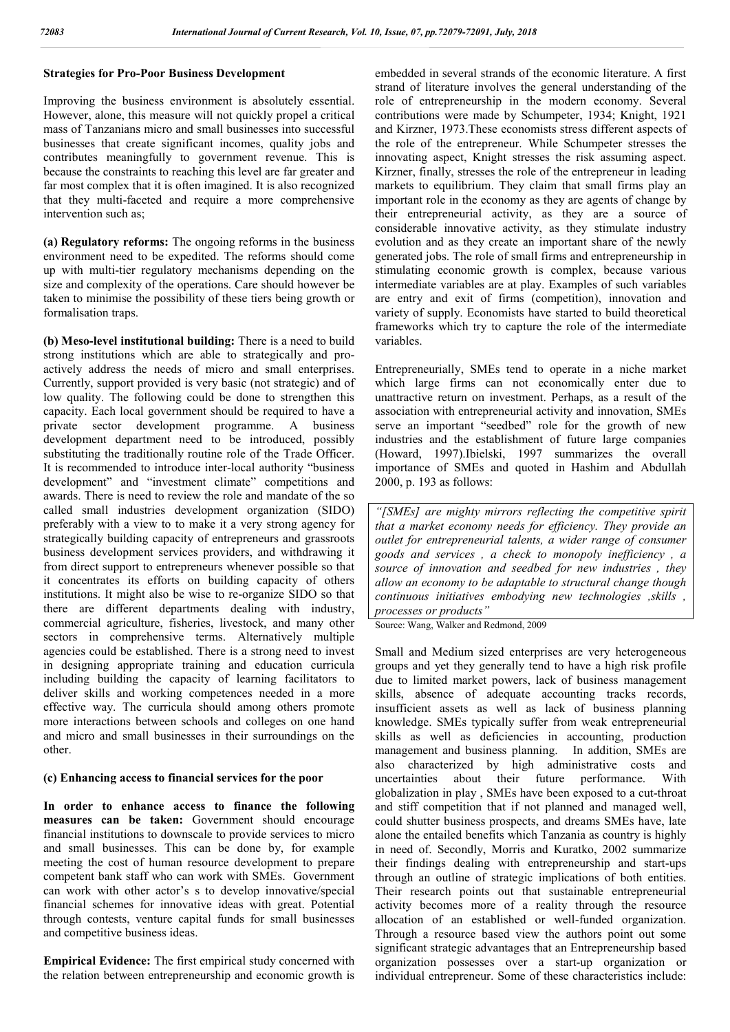### Strategies for Pro-Poor Business Development

Improving the business environment is absolutely essential. However, alone, this measure will not quickly propel a critical mass of Tanzanians micro and small businesses into successful businesses that create significant incomes, quality jobs and contributes meaningfully to government revenue. This is because the constraints to reaching this level are far greater and far most complex that it is often imagined. It is also recognized that they multi-faceted and require a more comprehensive intervention such as;

**(a) Regulatory reforms:** The ongoing reforms in the business environment need to be expedited. The reforms should come up with multi-tier regulatory mechanisms depending on the size and complexity of the operations. Care should however be taken to minimise the possibility of these tiers being growth or formalisation traps.

**(b) Meso-level institutional building:** There is a need to build strong institutions which are able to strategically and pro-actively address the needs of micro and small enterprises. Currently, support provided is very basic (not strategic) and of low quality. The following could be done to strengthen this capacity. Each local government should be required to have a private sector development programme. A business development department need to be introduced, possibly substituting the traditionally routine role of the Trade Officer. It is recommended to introduce inter-local authority "business development" and "investment climate" competitions and awards. There is need to review the role and mandate of the so called small industries development organization (SIDO) preferably with a view to to make it a very strong agency for strategically building capacity of entrepreneurs and grassroots business development services providers, and withdrawing it from direct support to entrepreneurs whenever possible so that it concentrates its efforts on building capacity of others institutions. It might also be wise to re-organize SIDO so that there are different departments dealing with industry, commercial agriculture, fisheries, livestock, and many other sectors in comprehensive terms. Alternatively multiple agencies could be established. There is a strong need to invest in designing appropriate training and education curricula including building the capacity of learning facilitators to deliver skills and working competences needed in a more effective way. The curricula should among others promote more interactions between schools and colleges on one hand and micro and small businesses in their surroundings on the other.

**(c) Enhancing access to financial services for the poor**

**In order to enhance access to finance the following measures can be taken:** Government should encourage financial institutions to downscale to provide services to micro and small businesses. This can be done by, for example meeting the cost of human resource development to prepare competent bank staff who can work with SMEs. Government can work with other actor's s to develop innovative/special financial schemes for innovative ideas with great. Potential through contests, venture capital funds for small businesses and competitive business ideas.

**Empirical Evidence:** The first empirical study concerned with the relation between entrepreneurship and economic growth is embedded in several strands of the economic literature. A first strand of literature involves the general understanding of the role of entrepreneurship in the modern economy. Several contributions were made by Schumpeter, 1934; Knight, 1921 and Kirzner, 1973.These economists stress different aspects of the role of the entrepreneur. While Schumpeter stresses the innovating aspect, Knight stresses the risk assuming aspect. Kirzner, finally, stresses the role of the entrepreneur in leading markets to equilibrium. They claim that small firms play an important role in the economy as they are agents of change by their entrepreneurial activity, as they are a source of considerable innovative activity, as they stimulate industry evolution and as they create an important share of the newly generated jobs. The role of small firms and entrepreneurship in stimulating economic growth is complex, because various intermediate variables are at play. Examples of such variables are entry and exit of firms (competition), innovation and variety of supply. Economists have started to build theoretical frameworks which try to capture the role of the intermediate variables.

Entrepreneurially, SMEs tend to operate in a niche market which large firms can not economically enter due to unattractive return on investment. Perhaps, as a result of the association with entrepreneurial activity and innovation, SMEs serve an important "seedbed" role for the growth of new industries and the establishment of future large companies (Howard, 1997).Ibielski, 1997 summarizes the overall importance of SMEs and quoted in Hashim and Abdullah 2000, p. 193 as follows:

> *"[SMEs] are mighty mirrors reflecting the competitive spirit that a market economy needs for efficiency. They provide an outlet for entrepreneurial talents, a wider range of consumer goods and services , a check to monopoly inefficiency , a source of innovation and seedbed for new industries , they allow an economy to be adaptable to structural change though continuous initiatives embodying new technologies ,skills , processes or products"*

Source: Wang, Walker and Redmond, 2009

Small and Medium sized enterprises are very heterogeneous groups and yet they generally tend to have a high risk profile due to limited market powers, lack of business management skills, absence of adequate accounting tracks records, insufficient assets as well as lack of business planning knowledge. SMEs typically suffer from weak entrepreneurial skills as well as deficiencies in accounting, production management and business planning. In addition, SMEs are also characterized by high administrative costs and uncertainties about their future performance. With globalization in play , SMEs have been exposed to a cut-throat and stiff competition that if not planned and managed well, could shutter business prospects, and dreams SMEs have, late alone the entailed benefits which Tanzania as country is highly in need of. Secondly, Morris and Kuratko, 2002 summarize their findings dealing with entrepreneurship and start-ups through an outline of strategic implications of both entities. Their research points out that sustainable entrepreneurial activity becomes more of a reality through the resource allocation of an established or well-funded organization. Through a resource based view the authors point out some significant strategic advantages that an Entrepreneurship based organization possesses over a start-up organization or individual entrepreneur. Some of these characteristics include: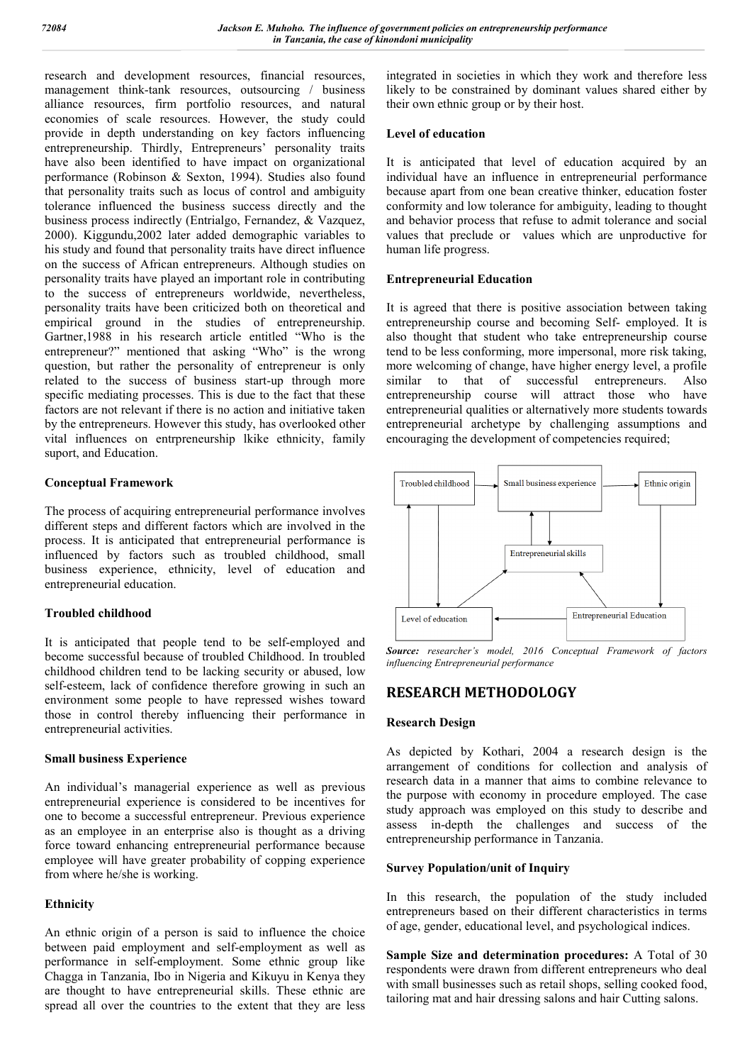research and development resources, financial resources, management think-tank resources, outsourcing / business alliance resources, firm portfolio resources, and natural economies of scale resources. However, the study could provide in depth understanding on key factors influencing entrepreneurship. Thirdly, Entrepreneurs' personality traits have also been identified to have impact on organizational performance (Robinson & Sexton, 1994). Studies also found that personality traits such as locus of control and ambiguity tolerance influenced the business success directly and the business process indirectly (Entrialgo, Fernandez, & Vazquez, 2000). Kiggundu,2002 later added demographic variables to his study and found that personality traits have direct influence on the success of African entrepreneurs. Although studies on personality traits have played an important role in contributing to the success of entrepreneurs worldwide, nevertheless, personality traits have been criticized both on theoretical and empirical ground in the studies of entrepreneurship. Gartner,1988 in his research article entitled "Who is the entrepreneur?" mentioned that asking "Who" is the wrong question, but rather the personality of entrepreneur is only related to the success of business start-up through more specific mediating processes. This is due to the fact that these factors are not relevant if there is no action and initiative taken by the entrepreneurs. However this study, has overlooked other vital influences on entrpreneurship lkike ethnicity, family suport, and Education.

### Conceptual Framework

The process of acquiring entrepreneurial performance involves different steps and different factors which are involved in the process. It is anticipated that entrepreneurial performance is influenced by factors such as troubled childhood, small business experience, ethnicity, level of education and entrepreneurial education.

### Troubled childhood

It is anticipated that people tend to be self-employed and become successful because of troubled Childhood. In troubled childhood children tend to be lacking security or abused, low self-esteem, lack of confidence therefore growing in such an environment some people to have repressed wishes toward those in control thereby influencing their performance in entrepreneurial activities.

### Small business Experience

An individual's managerial experience as well as previous entrepreneurial experience is considered to be incentives for one to become a successful entrepreneur. Previous experience as an employee in an enterprise also is thought as a driving force toward enhancing entrepreneurial performance because employee will have greater probability of copping experience from where he/she is working.

### Ethnicity

An ethnic origin of a person is said to influence the choice between paid employment and self-employment as well as performance in self-employment. Some ethnic group like Chagga in Tanzania, Ibo in Nigeria and Kikuyu in Kenya they are thought to have entrepreneurial skills. These ethnic are spread all over the countries to the extent that they are less integrated in societies in which they work and therefore less likely to be constrained by dominant values shared either by their own ethnic group or by their host.

### Level of education

It is anticipated that level of education acquired by an individual have an influence in entrepreneurial performance because apart from one bean creative thinker, education foster conformity and low tolerance for ambiguity, leading to thought and behavior process that refuse to admit tolerance and social values that preclude or values which are unproductive for human life progress.

### Entrepreneurial Education

It is agreed that there is positive association between taking entrepreneurship course and becoming Self- employed. It is also thought that student who take entrepreneurship course tend to be less conforming, more impersonal, more risk taking, more welcoming of change, have higher energy level, a profile similar to that of successful entrepreneurs. Also entrepreneurship course will attract those who have entrepreneurial qualities or alternatively more students towards entrepreneurial archetype by challenging assumptions and encouraging the development of competencies required;

Troubled childhood → Small business experience → Ethnic origin; Entrepreneurial skills; Level of education ← Entrepreneurial Education

*Source:* *researcher's model, 2016 Conceptual Framework of factors influencing Entrepreneurial performance*

## RESEARCH METHODOLOGY

### Research Design

As depicted by Kothari, 2004 a research design is the arrangement of conditions for collection and analysis of research data in a manner that aims to combine relevance to the purpose with economy in procedure employed. The case study approach was employed on this study to describe and assess in-depth the challenges and success of the entrepreneurship performance in Tanzania.

### Survey Population/unit of Inquiry

In this research, the population of the study included entrepreneurs based on their different characteristics in terms of age, gender, educational level, and psychological indices.

**Sample Size and determination procedures:** A Total of 30 respondents were drawn from different entrepreneurs who deal with small businesses such as retail shops, selling cooked food, tailoring mat and hair dressing salons and hair Cutting salons.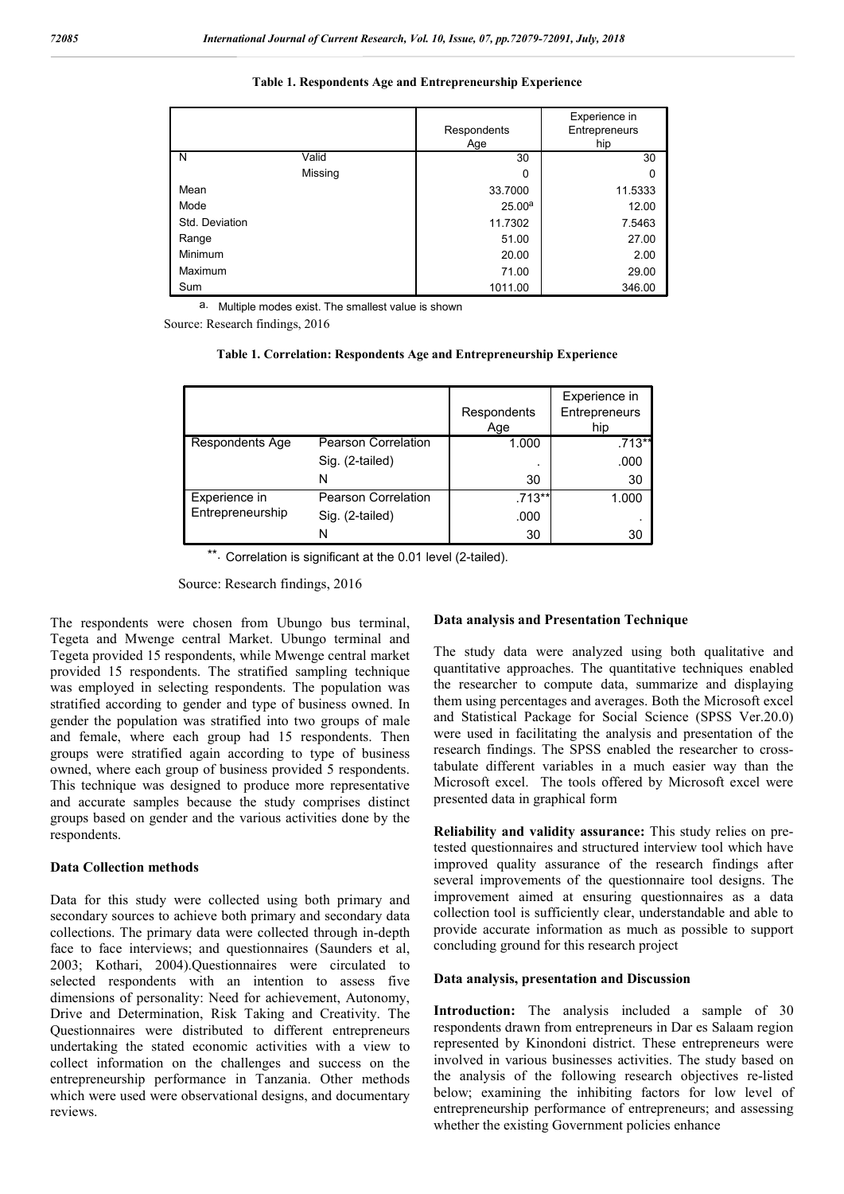**Table 1. Respondents Age and Entrepreneurship Experience**

| | | Respondents Age | Experience in Entrepreneurship |
|---|---|---|---|
| N | Valid | 30 | 30 |
| | Missing | 0 | 0 |
| Mean | | 33.7000 | 11.5333 |
| Mode | | 25.00[a] | 12.00 |
| Std. Deviation | | 11.7302 | 7.5463 |
| Range | | 51.00 | 27.00 |
| Minimum | | 20.00 | 2.00 |
| Maximum | | 71.00 | 29.00 |
| Sum | | 1011.00 | 346.00 |

a. Multiple modes exist. The smallest value is shown

Source: Research findings, 2016

**Table 1. Correlation: Respondents Age and Entrepreneurship Experience**

| | | Respondents Age | Experience in Entrepreneurship |
|---|---|---|---|
| Respondents Age | Pearson Correlation | 1.000 | .713** |
| | Sig. (2-tailed) | . | .000 |
| | N | 30 | 30 |
| Experience in Entrepreneurship | Pearson Correlation | .713** | 1.000 |
| | Sig. (2-tailed) | .000 | . |
| | N | 30 | 30 |

**. Correlation is significant at the 0.01 level (2-tailed).

Source: Research findings, 2016

The respondents were chosen from Ubungo bus terminal, Tegeta and Mwenge central Market. Ubungo terminal and Tegeta provided 15 respondents, while Mwenge central market provided 15 respondents. The stratified sampling technique was employed in selecting respondents. The population was stratified according to gender and type of business owned. In gender the population was stratified into two groups of male and female, where each group had 15 respondents. Then groups were stratified again according to type of business owned, where each group of business provided 5 respondents. This technique was designed to produce more representative and accurate samples because the study comprises distinct groups based on gender and the various activities done by the respondents.

### Data Collection methods

Data for this study were collected using both primary and secondary sources to achieve both primary and secondary data collections. The primary data were collected through in-depth face to face interviews; and questionnaires (Saunders et al, 2003; Kothari, 2004).Questionnaires were circulated to selected respondents with an intention to assess five dimensions of personality: Need for achievement, Autonomy, Drive and Determination, Risk Taking and Creativity. The Questionnaires were distributed to different entrepreneurs undertaking the stated economic activities with a view to collect information on the challenges and success on the entrepreneurship performance in Tanzania. Other methods which were used were observational designs, and documentary reviews.

### Data analysis and Presentation Technique

The study data were analyzed using both qualitative and quantitative approaches. The quantitative techniques enabled the researcher to compute data, summarize and displaying them using percentages and averages. Both the Microsoft excel and Statistical Package for Social Science (SPSS Ver.20.0) were used in facilitating the analysis and presentation of the research findings. The SPSS enabled the researcher to cross-tabulate different variables in a much easier way than the Microsoft excel. The tools offered by Microsoft excel were presented data in graphical form

**Reliability and validity assurance:** This study relies on pre-tested questionnaires and structured interview tool which have improved quality assurance of the research findings after several improvements of the questionnaire tool designs. The improvement aimed at ensuring questionnaires as a data collection tool is sufficiently clear, understandable and able to provide accurate information as much as possible to support concluding ground for this research project

### Data analysis, presentation and Discussion

**Introduction:** The analysis included a sample of 30 respondents drawn from entrepreneurs in Dar es Salaam region represented by Kinondoni district. These entrepreneurs were involved in various businesses activities. The study based on the analysis of the following research objectives re-listed below; examining the inhibiting factors for low level of entrepreneurship performance of entrepreneurs; and assessing whether the existing Government policies enhance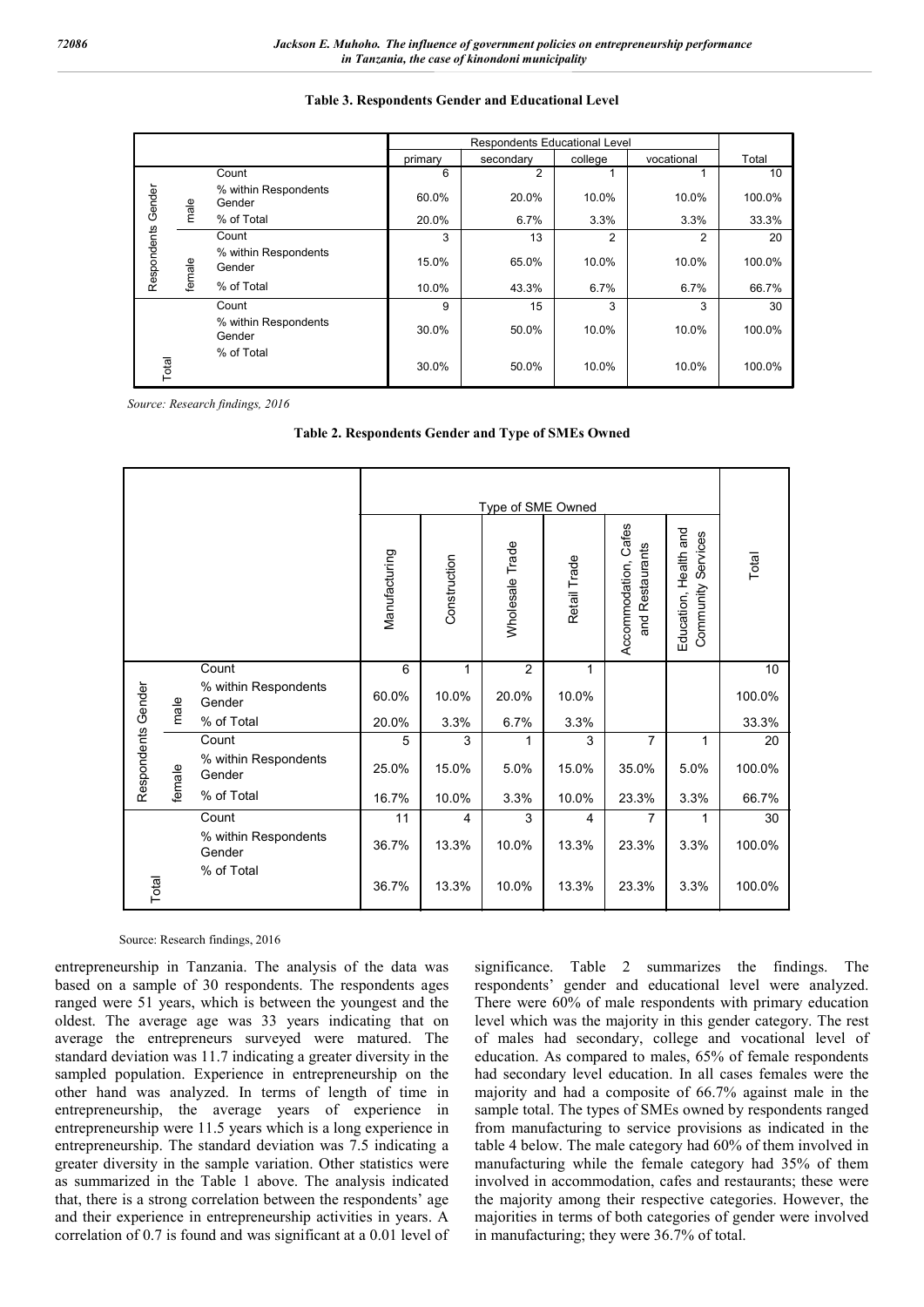**Table 3. Respondents Gender and Educational Level**

| | | | Respondents Educational Level | | | | Total |
|---|---|---|---|---|---|---|---|
| | | | primary | secondary | college | vocational | |
| Respondents Gender | male | Count | 6 | 2 | 1 | 1 | 10 |
| | | % within Respondents Gender | 60.0% | 20.0% | 10.0% | 10.0% | 100.0% |
| | | % of Total | 20.0% | 6.7% | 3.3% | 3.3% | 33.3% |
| | female | Count | 3 | 13 | 2 | 2 | 20 |
| | | % within Respondents Gender | 15.0% | 65.0% | 10.0% | 10.0% | 100.0% |
| | | % of Total | 10.0% | 43.3% | 6.7% | 6.7% | 66.7% |
| Total | | Count | 9 | 15 | 3 | 3 | 30 |
| | | % within Respondents Gender | 30.0% | 50.0% | 10.0% | 10.0% | 100.0% |
| | | % of Total | 30.0% | 50.0% | 10.0% | 10.0% | 100.0% |

*Source: Research findings, 2016*

**Table 2. Respondents Gender and Type of SMEs Owned**

| | | | Type of SME Owned | | | | | | Total |
|---|---|---|---|---|---|---|---|---|---|
| | | | Manufacturing | Construction | Wholesale Trade | Retail Trade | Accommodation, Cafes and Restaurants | Education, Health and Community Services | |
| Respondents Gender | male | Count | 6 | 1 | 2 | 1 | | | 10 |
| | | % within Respondents Gender | 60.0% | 10.0% | 20.0% | 10.0% | | | 100.0% |
| | | % of Total | 20.0% | 3.3% | 6.7% | 3.3% | | | 33.3% |
| | female | Count | 5 | 3 | 1 | 3 | 7 | 1 | 20 |
| | | % within Respondents Gender | 25.0% | 15.0% | 5.0% | 15.0% | 35.0% | 5.0% | 100.0% |
| | | % of Total | 16.7% | 10.0% | 3.3% | 10.0% | 23.3% | 3.3% | 66.7% |
| Total | | Count | 11 | 4 | 3 | 4 | 7 | 1 | 30 |
| | | % within Respondents Gender | 36.7% | 13.3% | 10.0% | 13.3% | 23.3% | 3.3% | 100.0% |
| | | % of Total | 36.7% | 13.3% | 10.0% | 13.3% | 23.3% | 3.3% | 100.0% |

Source: Research findings, 2016

entrepreneurship in Tanzania. The analysis of the data was based on a sample of 30 respondents. The respondents ages ranged were 51 years, which is between the youngest and the oldest. The average age was 33 years indicating that on average the entrepreneurs surveyed were matured. The standard deviation was 11.7 indicating a greater diversity in the sampled population. Experience in entrepreneurship on the other hand was analyzed. In terms of length of time in entrepreneurship, the average years of experience in entrepreneurship were 11.5 years which is a long experience in entrepreneurship. The standard deviation was 7.5 indicating a greater diversity in the sample variation. Other statistics were as summarized in the Table 1 above. The analysis indicated that, there is a strong correlation between the respondents' age and their experience in entrepreneurship activities in years. A correlation of 0.7 is found and was significant at a 0.01 level of significance. Table 2 summarizes the findings. The respondents' gender and educational level were analyzed. There were 60% of male respondents with primary education level which was the majority in this gender category. The rest of males had secondary, college and vocational level of education. As compared to males, 65% of female respondents had secondary level education. In all cases females were the majority and had a composite of 66.7% against male in the sample total. The types of SMEs owned by respondents ranged from manufacturing to service provisions as indicated in the table 4 below. The male category had 60% of them involved in manufacturing while the female category had 35% of them involved in accommodation, cafes and restaurants; these were the majority among their respective categories. However, the majorities in terms of both categories of gender were involved in manufacturing; they were 36.7% of total.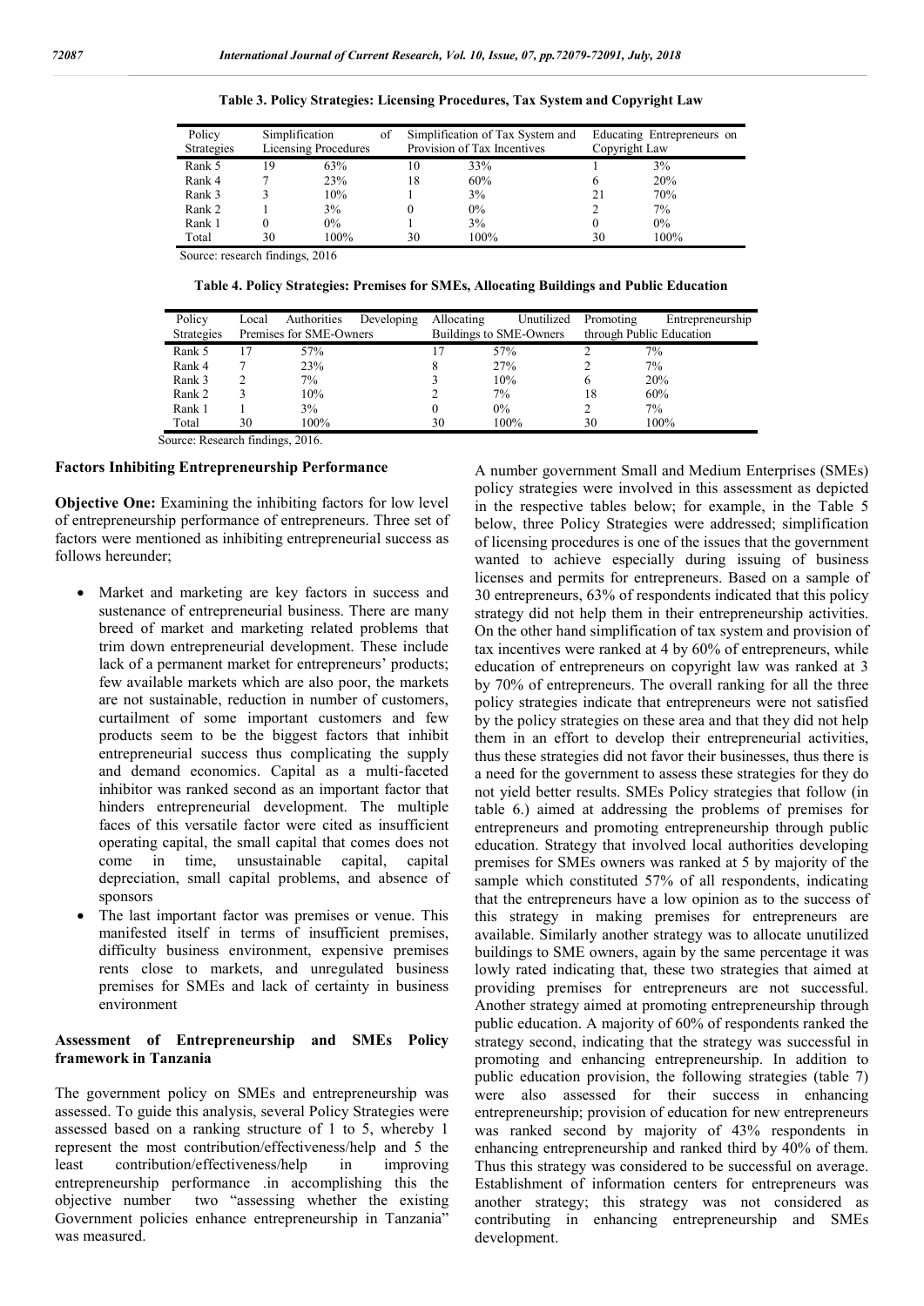**Table 3. Policy Strategies: Licensing Procedures, Tax System and Copyright Law**

| Policy Strategies | Simplification of Licensing Procedures | | Simplification of Tax System and Provision of Tax Incentives | | Educating Entrepreneurs on Copyright Law | |
|---|---|---|---|---|---|---|
| Rank 5 | 19 | 63% | 10 | 33% | 1 | 3% |
| Rank 4 | 7 | 23% | 18 | 60% | 6 | 20% |
| Rank 3 | 3 | 10% | 1 | 3% | 21 | 70% |
| Rank 2 | 1 | 3% | 0 | 0% | 2 | 7% |
| Rank 1 | 0 | 0% | 1 | 3% | 0 | 0% |
| Total | 30 | 100% | 30 | 100% | 30 | 100% |

Source: research findings, 2016

**Table 4. Policy Strategies: Premises for SMEs, Allocating Buildings and Public Education**

| Policy Strategies | Local Authorities Developing Premises for SME-Owners | | Allocating Unutilized Buildings to SME-Owners | | Promoting Entrepreneurship through Public Education | |
|---|---|---|---|---|---|---|
| Rank 5 | 17 | 57% | 17 | 57% | 2 | 7% |
| Rank 4 | 7 | 23% | 8 | 27% | 2 | 7% |
| Rank 3 | 2 | 7% | 3 | 10% | 6 | 20% |
| Rank 2 | 3 | 10% | 2 | 7% | 18 | 60% |
| Rank 1 | 1 | 3% | 0 | 0% | 2 | 7% |
| Total | 30 | 100% | 30 | 100% | 30 | 100% |

Source: Research findings, 2016.

### Factors Inhibiting Entrepreneurship Performance

**Objective One:** Examining the inhibiting factors for low level of entrepreneurship performance of entrepreneurs. Three set of factors were mentioned as inhibiting entrepreneurial success as follows hereunder;

- Market and marketing are key factors in success and sustenance of entrepreneurial business. There are many breed of market and marketing related problems that trim down entrepreneurial development. These include lack of a permanent market for entrepreneurs' products; few available markets which are also poor, the markets are not sustainable, reduction in number of customers, curtailment of some important customers and few products seem to be the biggest factors that inhibit entrepreneurial success thus complicating the supply and demand economics. Capital as a multi-faceted inhibitor was ranked second as an important factor that hinders entrepreneurial development. The multiple faces of this versatile factor were cited as insufficient operating capital, the small capital that comes does not come in time, unsustainable capital, capital depreciation, small capital problems, and absence of sponsors
- The last important factor was premises or venue. This manifested itself in terms of insufficient premises, difficulty business environment, expensive premises rents close to markets, and unregulated business premises for SMEs and lack of certainty in business environment

### Assessment of Entrepreneurship and SMEs Policy framework in Tanzania

The government policy on SMEs and entrepreneurship was assessed. To guide this analysis, several Policy Strategies were assessed based on a ranking structure of 1 to 5, whereby 1 represent the most contribution/effectiveness/help and 5 the least contribution/effectiveness/help in improving entrepreneurship performance .in accomplishing this the objective number two "assessing whether the existing Government policies enhance entrepreneurship in Tanzania" was measured.

A number government Small and Medium Enterprises (SMEs) policy strategies were involved in this assessment as depicted in the respective tables below; for example, in the Table 5 below, three Policy Strategies were addressed; simplification of licensing procedures is one of the issues that the government wanted to achieve especially during issuing of business licenses and permits for entrepreneurs. Based on a sample of 30 entrepreneurs, 63% of respondents indicated that this policy strategy did not help them in their entrepreneurship activities. On the other hand simplification of tax system and provision of tax incentives were ranked at 4 by 60% of entrepreneurs, while education of entrepreneurs on copyright law was ranked at 3 by 70% of entrepreneurs. The overall ranking for all the three policy strategies indicate that entrepreneurs were not satisfied by the policy strategies on these area and that they did not help them in an effort to develop their entrepreneurial activities, thus these strategies did not favor their businesses, thus there is a need for the government to assess these strategies for they do not yield better results. SMEs Policy strategies that follow (in table 6.) aimed at addressing the problems of premises for entrepreneurs and promoting entrepreneurship through public education. Strategy that involved local authorities developing premises for SMEs owners was ranked at 5 by majority of the sample which constituted 57% of all respondents, indicating that the entrepreneurs have a low opinion as to the success of this strategy in making premises for entrepreneurs are available. Similarly another strategy was to allocate unutilized buildings to SME owners, again by the same percentage it was lowly rated indicating that, these two strategies that aimed at providing premises for entrepreneurs are not successful. Another strategy aimed at promoting entrepreneurship through public education. A majority of 60% of respondents ranked the strategy second, indicating that the strategy was successful in promoting and enhancing entrepreneurship. In addition to public education provision, the following strategies (table 7) were also assessed for their success in enhancing entrepreneurship; provision of education for new entrepreneurs was ranked second by majority of 43% respondents in enhancing entrepreneurship and ranked third by 40% of them. Thus this strategy was considered to be successful on average. Establishment of information centers for entrepreneurs was another strategy; this strategy was not considered as contributing in enhancing entrepreneurship and SMEs development.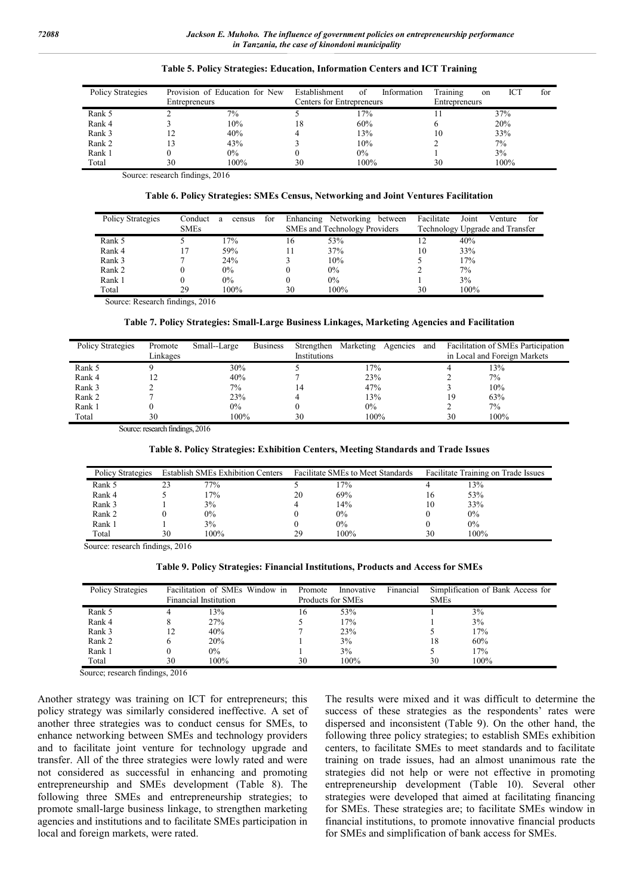**Table 5. Policy Strategies: Education, Information Centers and ICT Training**

| Policy Strategies | Provision of Education for New Entrepreneurs | | Establishment of Information Centers for Entrepreneurs | | Training on ICT for Entrepreneurs | |
|---|---|---|---|---|---|---|
| Rank 5 | 2 | 7% | 5 | 17% | 11 | 37% |
| Rank 4 | 3 | 10% | 18 | 60% | 6 | 20% |
| Rank 3 | 12 | 40% | 4 | 13% | 10 | 33% |
| Rank 2 | 13 | 43% | 3 | 10% | 2 | 7% |
| Rank 1 | 0 | 0% | 0 | 0% | 1 | 3% |
| Total | 30 | 100% | 30 | 100% | 30 | 100% |

Source: research findings, 2016

**Table 6. Policy Strategies: SMEs Census, Networking and Joint Ventures Facilitation**

| Policy Strategies | Conduct a census for SMEs | | Enhancing Networking between SMEs and Technology Providers | | Facilitate Joint Venture for Technology Upgrade and Transfer | |
|---|---|---|---|---|---|---|
| Rank 5 | 5 | 17% | 16 | 53% | 12 | 40% |
| Rank 4 | 17 | 59% | 11 | 37% | 10 | 33% |
| Rank 3 | 7 | 24% | 3 | 10% | 5 | 17% |
| Rank 2 | 0 | 0% | 0 | 0% | 2 | 7% |
| Rank 1 | 0 | 0% | 0 | 0% | 1 | 3% |
| Total | 29 | 100% | 30 | 100% | 30 | 100% |

Source: Research findings, 2016

**Table 7. Policy Strategies: Small-Large Business Linkages, Marketing Agencies and Facilitation**

| Policy Strategies | Promote Small--Large Business Linkages | | Strengthen Marketing Agencies and Institutions | | Facilitation of SMEs Participation in Local and Foreign Markets | |
|---|---|---|---|---|---|---|
| Rank 5 | 9 | 30% | 5 | 17% | 4 | 13% |
| Rank 4 | 12 | 40% | 7 | 23% | 2 | 7% |
| Rank 3 | 2 | 7% | 14 | 47% | 3 | 10% |
| Rank 2 | 7 | 23% | 4 | 13% | 19 | 63% |
| Rank 1 | 0 | 0% | 0 | 0% | 2 | 7% |
| Total | 30 | 100% | 30 | 100% | 30 | 100% |

Source: research findings, 2016

**Table 8. Policy Strategies: Exhibition Centers, Meeting Standards and Trade Issues**

| Policy Strategies | Establish SMEs Exhibition Centers | | Facilitate SMEs to Meet Standards | | Facilitate Training on Trade Issues | |
|---|---|---|---|---|---|---|
| Rank 5 | 23 | 77% | 5 | 17% | 4 | 13% |
| Rank 4 | 5 | 17% | 20 | 69% | 16 | 53% |
| Rank 3 | 1 | 3% | 4 | 14% | 10 | 33% |
| Rank 2 | 0 | 0% | 0 | 0% | 0 | 0% |
| Rank 1 | 1 | 3% | 0 | 0% | 0 | 0% |
| Total | 30 | 100% | 29 | 100% | 30 | 100% |

Source: research findings, 2016

**Table 9. Policy Strategies: Financial Institutions, Products and Access for SMEs**

| Policy Strategies | Facilitation of SMEs Window in Financial Institution | | Promote Innovative Financial Products for SMEs | | Simplification of Bank Access for SMEs | |
|---|---|---|---|---|---|---|
| Rank 5 | 4 | 13% | 16 | 53% | 1 | 3% |
| Rank 4 | 8 | 27% | 5 | 17% | 1 | 3% |
| Rank 3 | 12 | 40% | 7 | 23% | 5 | 17% |
| Rank 2 | 6 | 20% | 1 | 3% | 18 | 60% |
| Rank 1 | 0 | 0% | 1 | 3% | 5 | 17% |
| Total | 30 | 100% | 30 | 100% | 30 | 100% |

Source; research findings, 2016

Another strategy was training on ICT for entrepreneurs; this policy strategy was similarly considered ineffective. A set of another three strategies was to conduct census for SMEs, to enhance networking between SMEs and technology providers and to facilitate joint venture for technology upgrade and transfer. All of the three strategies were lowly rated and were not considered as successful in enhancing and promoting entrepreneurship and SMEs development (Table 8). The following three SMEs and entrepreneurship strategies; to promote small-large business linkage, to strengthen marketing agencies and institutions and to facilitate SMEs participation in local and foreign markets, were rated.

The results were mixed and it was difficult to determine the success of these strategies as the respondents' rates were dispersed and inconsistent (Table 9). On the other hand, the following three policy strategies; to establish SMEs exhibition centers, to facilitate SMEs to meet standards and to facilitate training on trade issues, had an almost unanimous rate the strategies did not help or were not effective in promoting entrepreneurship development (Table 10). Several other strategies were developed that aimed at facilitating financing for SMEs. These strategies are; to facilitate SMEs window in financial institutions, to promote innovative financial products for SMEs and simplification of bank access for SMEs.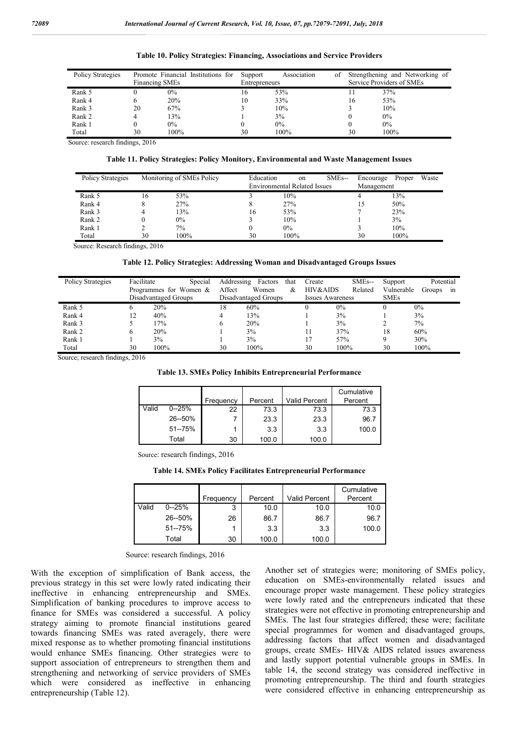**Table 10. Policy Strategies: Financing, Associations and Service Providers**

| Policy Strategies | Promote Financial Institutions for Financing SMEs | | Support Association of Entrepreneurs | | Strengthening and Networking of Service Providers of SMEs | |
|---|---|---|---|---|---|---|
| Rank 5 | 0 | 0% | 16 | 53% | 11 | 37% |
| Rank 4 | 6 | 20% | 10 | 33% | 16 | 53% |
| Rank 3 | 20 | 67% | 3 | 10% | 3 | 10% |
| Rank 2 | 4 | 13% | 1 | 3% | 0 | 0% |
| Rank 1 | 0 | 0% | 0 | 0% | 0 | 0% |
| Total | 30 | 100% | 30 | 100% | 30 | 100% |

Source: research findings, 2016

**Table 11. Policy Strategies: Policy Monitory, Environmental and Waste Management Issues**

| Policy Strategies | Monitoring of SMEs Policy | | Education on SMEs--Environmental Related Issues | | Encourage Proper Waste Management | |
|---|---|---|---|---|---|---|
| Rank 5 | 16 | 53% | 3 | 10% | 4 | 13% |
| Rank 4 | 8 | 27% | 8 | 27% | 15 | 50% |
| Rank 3 | 4 | 13% | 16 | 53% | 7 | 23% |
| Rank 2 | 0 | 0% | 3 | 10% | 1 | 3% |
| Rank 1 | 2 | 7% | 0 | 0% | 3 | 10% |
| Total | 30 | 100% | 30 | 100% | 30 | 100% |

Source: Research findings, 2016

**Table 12. Policy Strategies: Addressing Woman and Disadvantaged Groups Issues**

| Policy Strategies | Facilitate Special Programmes for Women & Disadvantaged Groups | | Addressing Factors that Affect Women & Disadvantaged Groups | | Create SMEs-- HIV&AIDS Related Issues Awareness | | Support Potential Vulnerable Groups in SMEs | |
|---|---|---|---|---|---|---|---|---|
| Rank 5 | 6 | 20% | 18 | 60% | 0 | 0% | 0 | 0% |
| Rank 4 | 12 | 40% | 4 | 13% | 1 | 3% | 1 | 3% |
| Rank 3 | 5 | 17% | 6 | 20% | 1 | 3% | 2 | 7% |
| Rank 2 | 6 | 20% | 1 | 3% | 11 | 37% | 18 | 60% |
| Rank 1 | 1 | 3% | 1 | 3% | 17 | 57% | 9 | 30% |
| Total | 30 | 100% | 30 | 100% | 30 | 100% | 30 | 100% |

Source; research findings, 2016

**Table 13. SMEs Policy Inhibits Entrepreneurial Performance**

| | | Frequency | Percent | Valid Percent | Cumulative Percent |
|---|---|---|---|---|---|
| Valid | 0--25% | 22 | 73.3 | 73.3 | 73.3 |
| | 26--50% | 7 | 23.3 | 23.3 | 96.7 |
| | 51--75% | 1 | 3.3 | 3.3 | 100.0 |
| | Total | 30 | 100.0 | 100.0 | |

Source: research findings, 2016

**Table 14. SMEs Policy Facilitates Entrepreneurial Performance**

| | | Frequency | Percent | Valid Percent | Cumulative Percent |
|---|---|---|---|---|---|
| Valid | 0--25% | 3 | 10.0 | 10.0 | 10.0 |
| | 26--50% | 26 | 86.7 | 86.7 | 96.7 |
| | 51--75% | 1 | 3.3 | 3.3 | 100.0 |
| | Total | 30 | 100.0 | 100.0 | |

Source: research findings, 2016

With the exception of simplification of Bank access, the previous strategy in this set were lowly rated indicating their ineffective in enhancing entrepreneurship and SMEs. Simplification of banking procedures to improve access to finance for SMEs was considered a successful. A policy strategy aiming to promote financial institutions geared towards financing SMEs was rated averagely, there were mixed response as to whether promoting financial institutions would enhance SMEs financing. Other strategies were to support association of entrepreneurs to strengthen them and strengthening and networking of service providers of SMEs which were considered as ineffective in enhancing entrepreneurship (Table 12).

Another set of strategies were; monitoring of SMEs policy, education on SMEs-environmentally related issues and encourage proper waste management. These policy strategies were lowly rated and the entrepreneurs indicated that these strategies were not effective in promoting entrepreneurship and SMEs. The last four strategies differed; these were; facilitate special programmes for women and disadvantaged groups, addressing factors that affect women and disadvantaged groups, create SMEs- HIV& AIDS related issues awareness and lastly support potential vulnerable groups in SMEs. In table 14, the second strategy was considered ineffective in promoting entrepreneurship. The third and fourth strategies were considered effective in enhancing entrepreneurship as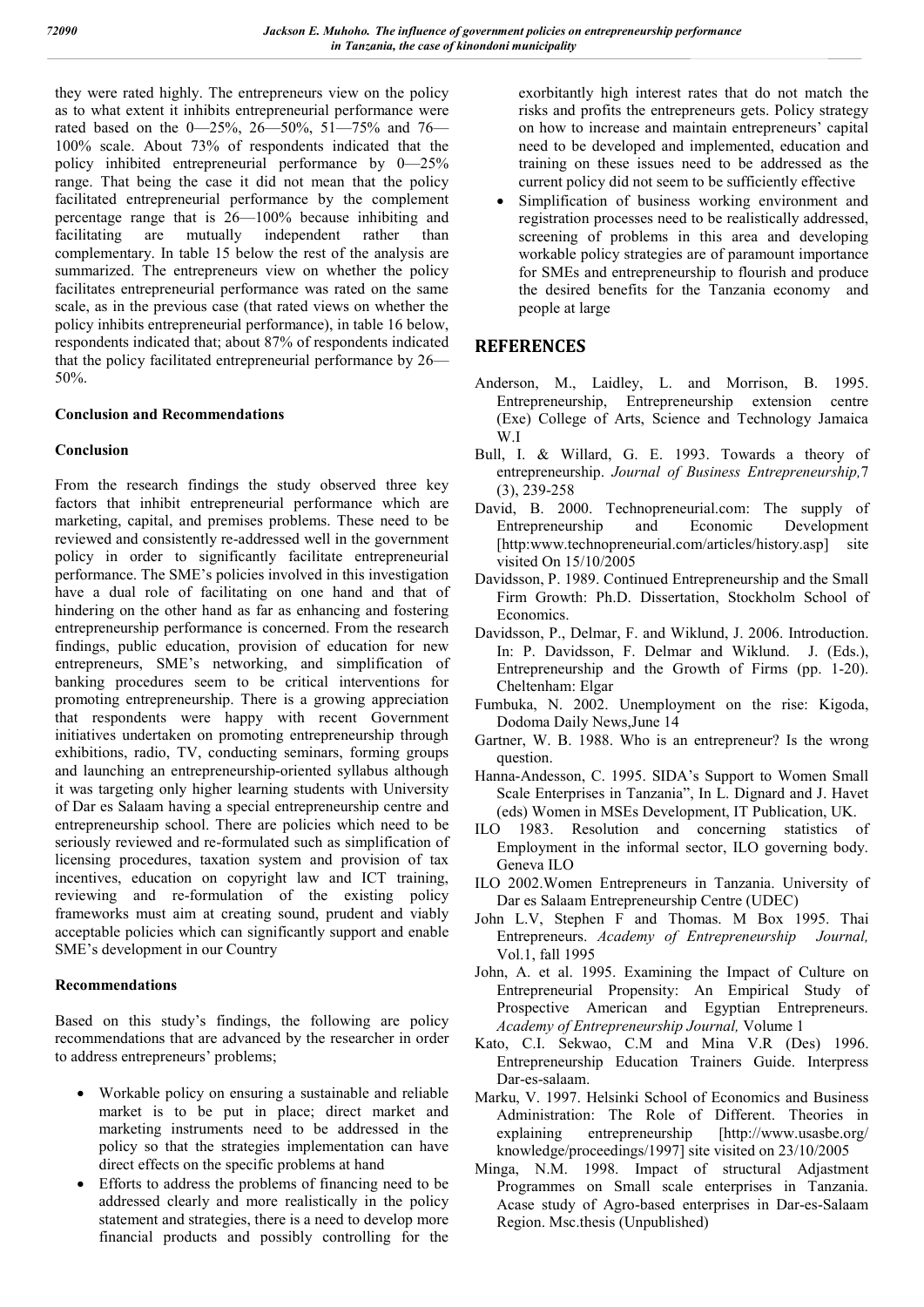they were rated highly. The entrepreneurs view on the policy as to what extent it inhibits entrepreneurial performance were rated based on the 0—25%, 26—50%, 51—75% and 76—100% scale. About 73% of respondents indicated that the policy inhibited entrepreneurial performance by 0—25% range. That being the case it did not mean that the policy facilitated entrepreneurial performance by the complement percentage range that is 26—100% because inhibiting and facilitating are mutually independent rather than complementary. In table 15 below the rest of the analysis are summarized. The entrepreneurs view on whether the policy facilitates entrepreneurial performance was rated on the same scale, as in the previous case (that rated views on whether the policy inhibits entrepreneurial performance), in table 16 below, respondents indicated that; about 87% of respondents indicated that the policy facilitated entrepreneurial performance by 26—50%.

**Conclusion and Recommendations**

**Conclusion**

From the research findings the study observed three key factors that inhibit entrepreneurial performance which are marketing, capital, and premises problems. These need to be reviewed and consistently re-addressed well in the government policy in order to significantly facilitate entrepreneurial performance. The SME's policies involved in this investigation have a dual role of facilitating on one hand and that of hindering on the other hand as far as enhancing and fostering entrepreneurship performance is concerned. From the research findings, public education, provision of education for new entrepreneurs, SME's networking, and simplification of banking procedures seem to be critical interventions for promoting entrepreneurship. There is a growing appreciation that respondents were happy with recent Government initiatives undertaken on promoting entrepreneurship through exhibitions, radio, TV, conducting seminars, forming groups and launching an entrepreneurship-oriented syllabus although it was targeting only higher learning students with University of Dar es Salaam having a special entrepreneurship centre and entrepreneurship school. There are policies which need to be seriously reviewed and re-formulated such as simplification of licensing procedures, taxation system and provision of tax incentives, education on copyright law and ICT training, reviewing and re-formulation of the existing policy frameworks must aim at creating sound, prudent and viably acceptable policies which can significantly support and enable SME's development in our Country

**Recommendations**

Based on this study's findings, the following are policy recommendations that are advanced by the researcher in order to address entrepreneurs' problems;

- Workable policy on ensuring a sustainable and reliable market is to be put in place; direct market and marketing instruments need to be addressed in the policy so that the strategies implementation can have direct effects on the specific problems at hand
- Efforts to address the problems of financing need to be addressed clearly and more realistically in the policy statement and strategies, there is a need to develop more financial products and possibly controlling for the exorbitantly high interest rates that do not match the risks and profits the entrepreneurs gets. Policy strategy on how to increase and maintain entrepreneurs' capital need to be developed and implemented, education and training on these issues need to be addressed as the current policy did not seem to be sufficiently effective
- Simplification of business working environment and registration processes need to be realistically addressed, screening of problems in this area and developing workable policy strategies are of paramount importance for SMEs and entrepreneurship to flourish and produce the desired benefits for the Tanzania economy and people at large

## REFERENCES

Anderson, M., Laidley, L. and Morrison, B. 1995. Entrepreneurship, Entrepreneurship extension centre (Exe) College of Arts, Science and Technology Jamaica W.I

Bull, I. & Willard, G. E. 1993. Towards a theory of entrepreneurship. *Journal of Business Entrepreneurship,*7 (3), 239-258

David, B. 2000. Technopreneurial.com: The supply of Entrepreneurship and Economic Development [http:www.technopreneurial.com/articles/history.asp] site visited On 15/10/2005

Davidsson, P. 1989. Continued Entrepreneurship and the Small Firm Growth: Ph.D. Dissertation, Stockholm School of Economics.

Davidsson, P., Delmar, F. and Wiklund, J. 2006. Introduction. In: P. Davidsson, F. Delmar and Wiklund. J. (Eds.), Entrepreneurship and the Growth of Firms (pp. 1-20). Cheltenham: Elgar

Fumbuka, N. 2002. Unemployment on the rise: Kigoda, Dodoma Daily News,June 14

Gartner, W. B. 1988. Who is an entrepreneur? Is the wrong question.

Hanna-Andesson, C. 1995. SIDA's Support to Women Small Scale Enterprises in Tanzania", In L. Dignard and J. Havet (eds) Women in MSEs Development, IT Publication, UK.

ILO 1983. Resolution and concerning statistics of Employment in the informal sector, ILO governing body. Geneva ILO

ILO 2002.Women Entrepreneurs in Tanzania. University of Dar es Salaam Entrepreneurship Centre (UDEC)

John L.V, Stephen F and Thomas. M Box 1995. Thai Entrepreneurs. *Academy of Entrepreneurship Journal,* Vol.1, fall 1995

John, A. et al. 1995. Examining the Impact of Culture on Entrepreneurial Propensity: An Empirical Study of Prospective American and Egyptian Entrepreneurs. *Academy of Entrepreneurship Journal,* Volume 1

Kato, C.I. Sekwao, C.M and Mina V.R (Des) 1996. Entrepreneurship Education Trainers Guide. Interpress Dar-es-salaam.

Marku, V. 1997. Helsinki School of Economics and Business Administration: The Role of Different. Theories in explaining entrepreneurship [http://www.usasbe.org/knowledge/proceedings/1997] site visited on 23/10/2005

Minga, N.M. 1998. Impact of structural Adjastment Programmes on Small scale enterprises in Tanzania. Acase study of Agro-based enterprises in Dar-es-Salaam Region. Msc.thesis (Unpublished)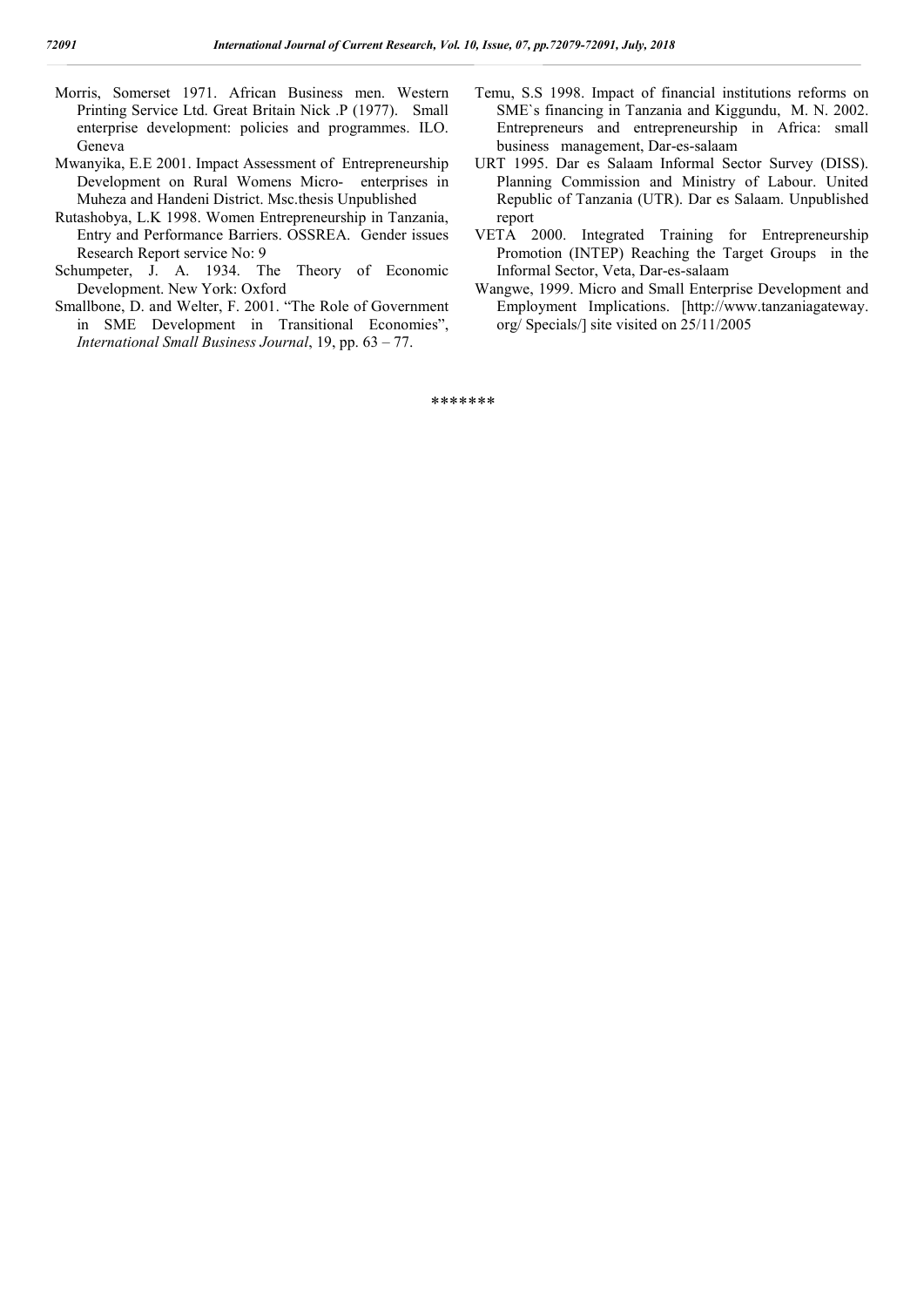Morris, Somerset 1971. African Business men. Western Printing Service Ltd. Great Britain Nick .P (1977). Small enterprise development: policies and programmes. ILO. Geneva

Mwanyika, E.E 2001. Impact Assessment of Entrepreneurship Development on Rural Womens Micro- enterprises in Muheza and Handeni District. Msc.thesis Unpublished

Rutashobya, L.K 1998. Women Entrepreneurship in Tanzania, Entry and Performance Barriers. OSSREA. Gender issues Research Report service No: 9

Schumpeter, J. A. 1934. The Theory of Economic Development. New York: Oxford

Smallbone, D. and Welter, F. 2001. "The Role of Government in SME Development in Transitional Economies", *International Small Business Journal*, 19, pp. 63 – 77.

Temu, S.S 1998. Impact of financial institutions reforms on SME`s financing in Tanzania and Kiggundu, M. N. 2002. Entrepreneurs and entrepreneurship in Africa: small business management, Dar-es-salaam

URT 1995. Dar es Salaam Informal Sector Survey (DISS). Planning Commission and Ministry of Labour. United Republic of Tanzania (UTR). Dar es Salaam. Unpublished report

VETA 2000. Integrated Training for Entrepreneurship Promotion (INTEP) Reaching the Target Groups in the Informal Sector, Veta, Dar-es-salaam

Wangwe, 1999. Micro and Small Enterprise Development and Employment Implications. [http://www.tanzaniagateway.org/ Specials/] site visited on 25/11/2005

*******